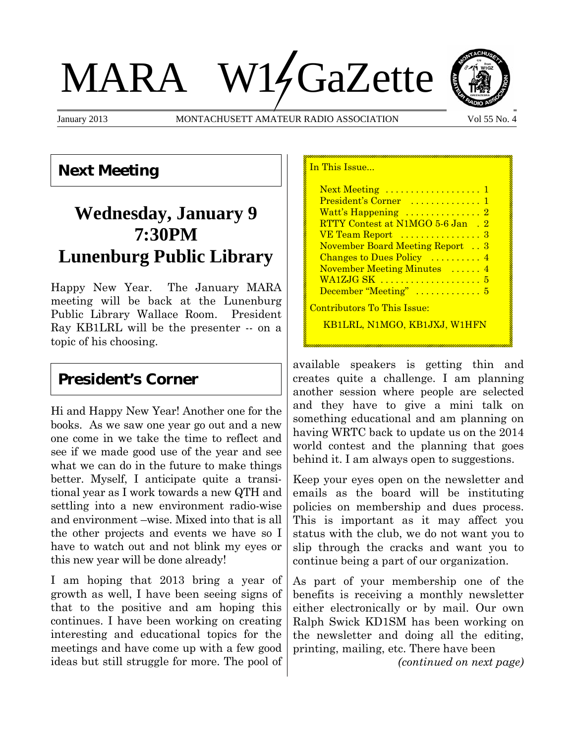# MARA W1GaZette

January 2013 — MONTACHUSETT AMATEUR RADIO ASSOCIATION — Vol 55 No. 4

## Next Meeting

**Wednesday, January 9**
**7:30PM**
**Lunenburg Public Library**

Happy New Year. The January MARA meeting will be back at the Lunenburg Public Library Wallace Room. President Ray KB1LRL will be the presenter -- on a topic of his choosing.

## President's Corner

Hi and Happy New Year! Another one for the books. As we saw one year go out and a new one come in we take the time to reflect and see if we made good use of the year and see what we can do in the future to make things better. Myself, I anticipate quite a transitional year as I work towards a new QTH and settling into a new environment radio-wise and environment –wise. Mixed into that is all the other projects and events we have so I have to watch out and not blink my eyes or this new year will be done already!

I am hoping that 2013 bring a year of growth as well, I have been seeing signs of that to the positive and am hoping this continues. I have been working on creating interesting and educational topics for the meetings and have come up with a few good ideas but still struggle for more. The pool of available speakers is getting thin and creates quite a challenge. I am planning another session where people are selected and they have to give a mini talk on something educational and am planning on having WRTC back to update us on the 2014 world contest and the planning that goes behind it. I am always open to suggestions.

Keep your eyes open on the newsletter and emails as the board will be instituting policies on membership and dues process. This is important as it may affect you status with the club, we do not want you to slip through the cracks and want you to continue being a part of our organization.

As part of your membership one of the benefits is receiving a monthly newsletter either electronically or by mail. Our own Ralph Swick KD1SM has been working on the newsletter and doing all the editing, printing, mailing, etc. There have been

*(continued on next page)*

---

In This Issue...

- Next Meeting .................. 1
- President's Corner .............. 1
- Watt's Happening .............. 2
- RTTY Contest at N1MGO 5-6 Jan . 2
- VE Team Report ................ 3
- November Board Meeting Report .. 3
- Changes to Dues Policy .......... 4
- November Meeting Minutes ...... 4
- WA1ZJG SK .................... 5
- December "Meeting" ............. 5

Contributors To This Issue:

KB1LRL, N1MGO, KB1JXJ, W1HFN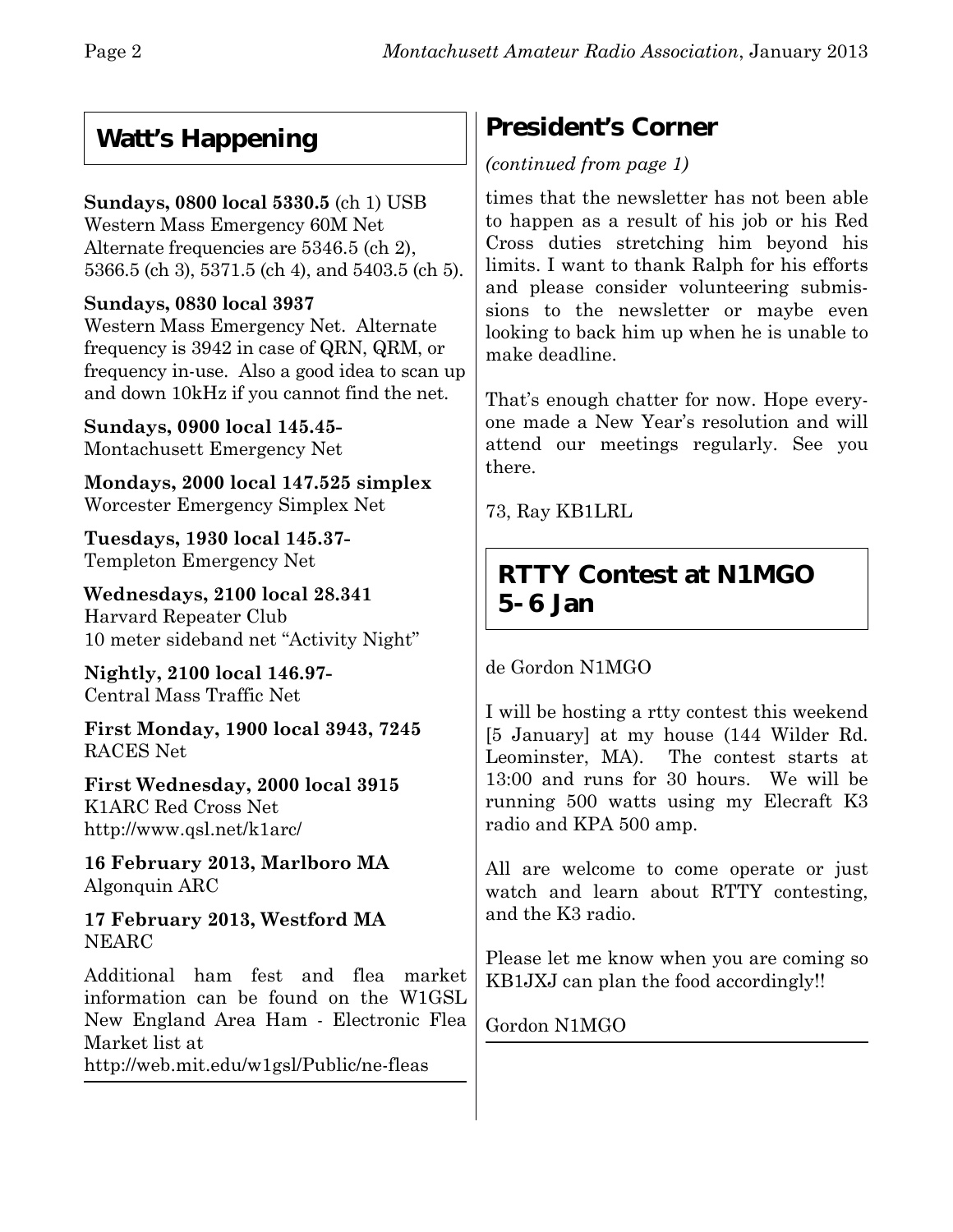## Watt's Happening

**Sundays, 0800 local 5330.5** (ch 1) USB
Western Mass Emergency 60M Net
Alternate frequencies are 5346.5 (ch 2), 5366.5 (ch 3), 5371.5 (ch 4), and 5403.5 (ch 5).

**Sundays, 0830 local 3937**
Western Mass Emergency Net. Alternate frequency is 3942 in case of QRN, QRM, or frequency in-use. Also a good idea to scan up and down 10kHz if you cannot find the net.

**Sundays, 0900 local 145.45-**
Montachusett Emergency Net

**Mondays, 2000 local 147.525 simplex**
Worcester Emergency Simplex Net

**Tuesdays, 1930 local 145.37-**
Templeton Emergency Net

**Wednesdays, 2100 local 28.341**
Harvard Repeater Club
10 meter sideband net "Activity Night"

**Nightly, 2100 local 146.97-**
Central Mass Traffic Net

**First Monday, 1900 local 3943, 7245**
RACES Net

**First Wednesday, 2000 local 3915**
K1ARC Red Cross Net
http://www.qsl.net/k1arc/

**16 February 2013, Marlboro MA**
Algonquin ARC

**17 February 2013, Westford MA**
NEARC

Additional ham fest and flea market information can be found on the W1GSL New England Area Ham - Electronic Flea Market list at
http://web.mit.edu/w1gsl/Public/ne-fleas

## President's Corner

*(continued from page 1)*

times that the newsletter has not been able to happen as a result of his job or his Red Cross duties stretching him beyond his limits. I want to thank Ralph for his efforts and please consider volunteering submissions to the newsletter or maybe even looking to back him up when he is unable to make deadline.

That's enough chatter for now. Hope everyone made a New Year's resolution and will attend our meetings regularly. See you there.

73, Ray KB1LRL

## RTTY Contest at N1MGO 5-6 Jan

de Gordon N1MGO

I will be hosting a rtty contest this weekend [5 January] at my house (144 Wilder Rd. Leominster, MA). The contest starts at 13:00 and runs for 30 hours. We will be running 500 watts using my Elecraft K3 radio and KPA 500 amp.

All are welcome to come operate or just watch and learn about RTTY contesting, and the K3 radio.

Please let me know when you are coming so KB1JXJ can plan the food accordingly!!

Gordon N1MGO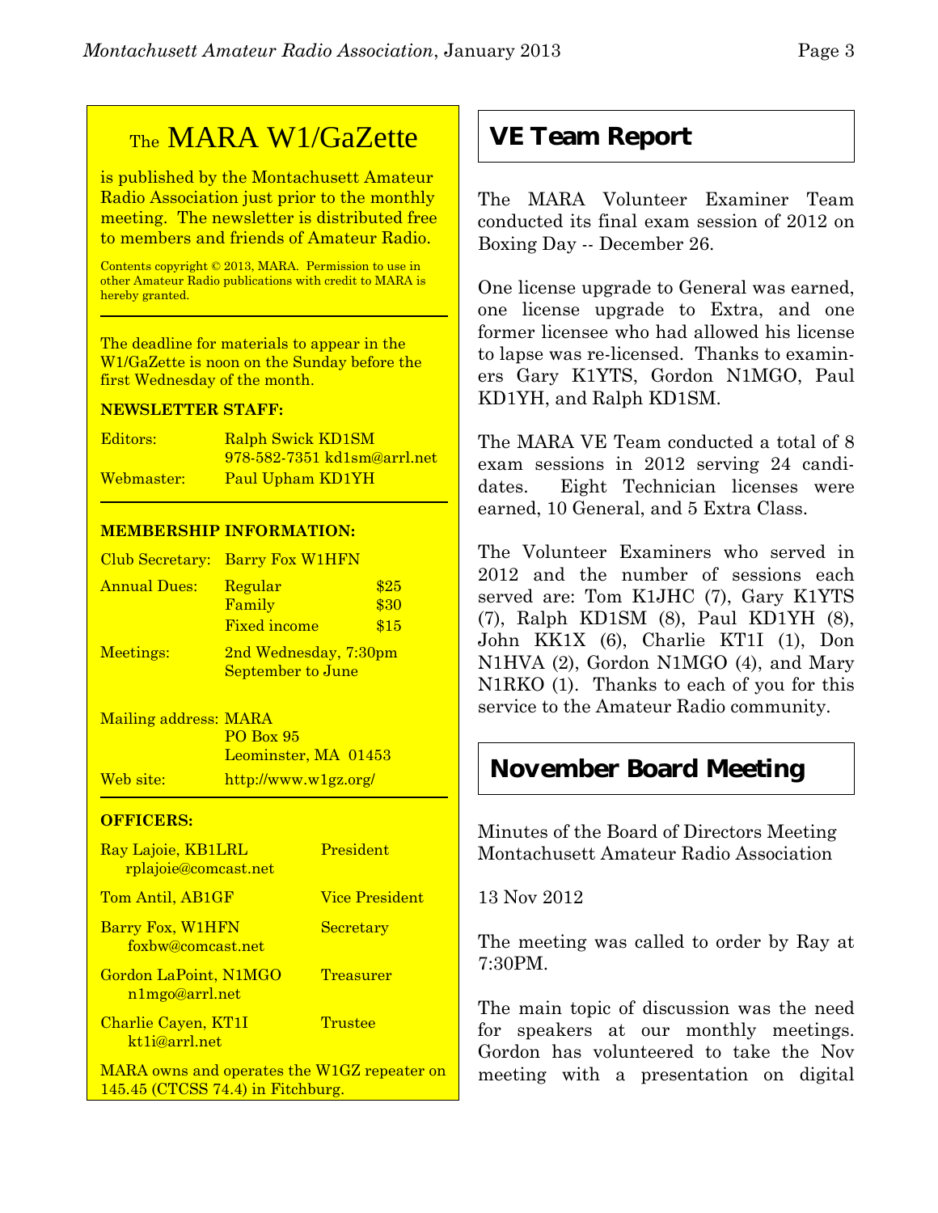## The MARA W1/GaZette

is published by the Montachusett Amateur Radio Association just prior to the monthly meeting. The newsletter is distributed free to members and friends of Amateur Radio.

Contents copyright © 2013, MARA. Permission to use in other Amateur Radio publications with credit to MARA is hereby granted.

The deadline for materials to appear in the W1/GaZette is noon on the Sunday before the first Wednesday of the month.

**NEWSLETTER STAFF:**

| | |
|---|---|
| Editors: | Ralph Swick KD1SM 978-582-7351 kd1sm@arrl.net |
| Webmaster: | Paul Upham KD1YH |

**MEMBERSHIP INFORMATION:**

| | | |
|---|---|---|
| Club Secretary: | Barry Fox W1HFN | |
| Annual Dues: | Regular | $25 |
| | Family | $30 |
| | Fixed income | $15 |
| Meetings: | 2nd Wednesday, 7:30pm September to June | |
| Mailing address: | MARA PO Box 95 Leominster, MA 01453 | |
| Web site: | http://www.w1gz.org/ | |

**OFFICERS:**

| | |
|---|---|
| Ray Lajoie, KB1LRL rplajoie@comcast.net | President |
| Tom Antil, AB1GF | Vice President |
| Barry Fox, W1HFN foxbw@comcast.net | Secretary |
| Gordon LaPoint, N1MGO n1mgo@arrl.net | Treasurer |
| Charlie Cayen, KT1I kt1i@arrl.net | Trustee |

MARA owns and operates the W1GZ repeater on 145.45 (CTCSS 74.4) in Fitchburg.

## VE Team Report

The MARA Volunteer Examiner Team conducted its final exam session of 2012 on Boxing Day -- December 26.

One license upgrade to General was earned, one license upgrade to Extra, and one former licensee who had allowed his license to lapse was re-licensed. Thanks to examiners Gary K1YTS, Gordon N1MGO, Paul KD1YH, and Ralph KD1SM.

The MARA VE Team conducted a total of 8 exam sessions in 2012 serving 24 candidates. Eight Technician licenses were earned, 10 General, and 5 Extra Class.

The Volunteer Examiners who served in 2012 and the number of sessions each served are: Tom K1JHC (7), Gary K1YTS (7), Ralph KD1SM (8), Paul KD1YH (8), John KK1X (6), Charlie KT1I (1), Don N1HVA (2), Gordon N1MGO (4), and Mary N1RKO (1). Thanks to each of you for this service to the Amateur Radio community.

## November Board Meeting

Minutes of the Board of Directors Meeting
Montachusett Amateur Radio Association

13 Nov 2012

The meeting was called to order by Ray at 7:30PM.

The main topic of discussion was the need for speakers at our monthly meetings. Gordon has volunteered to take the Nov meeting with a presentation on digital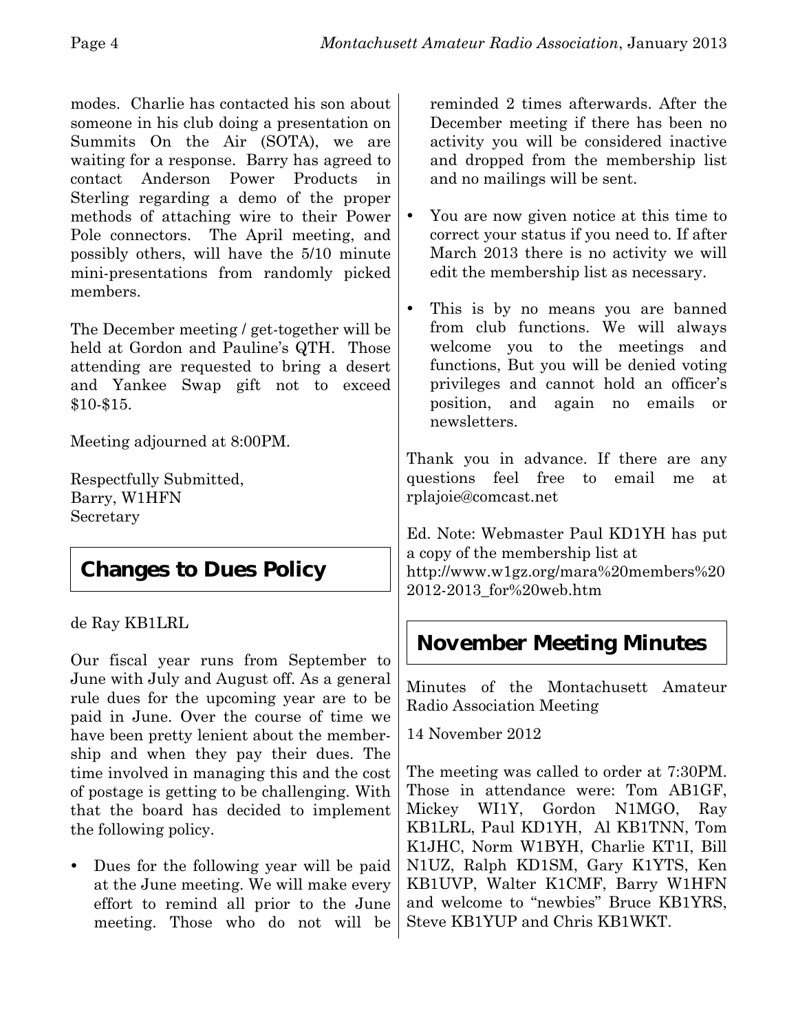modes. Charlie has contacted his son about someone in his club doing a presentation on Summits On the Air (SOTA), we are waiting for a response. Barry has agreed to contact Anderson Power Products in Sterling regarding a demo of the proper methods of attaching wire to their Power Pole connectors. The April meeting, and possibly others, will have the 5/10 minute mini-presentations from randomly picked members.

The December meeting / get-together will be held at Gordon and Pauline's QTH. Those attending are requested to bring a desert and Yankee Swap gift not to exceed $10-$15.

Meeting adjourned at 8:00PM.

Respectfully Submitted,
Barry, W1HFN
Secretary

## Changes to Dues Policy

de Ray KB1LRL

Our fiscal year runs from September to June with July and August off. As a general rule dues for the upcoming year are to be paid in June. Over the course of time we have been pretty lenient about the membership and when they pay their dues. The time involved in managing this and the cost of postage is getting to be challenging. With that the board has decided to implement the following policy.

- Dues for the following year will be paid at the June meeting. We will make every effort to remind all prior to the June meeting. Those who do not will be reminded 2 times afterwards. After the December meeting if there has been no activity you will be considered inactive and dropped from the membership list and no mailings will be sent.
- You are now given notice at this time to correct your status if you need to. If after March 2013 there is no activity we will edit the membership list as necessary.
- This is by no means you are banned from club functions. We will always welcome you to the meetings and functions, But you will be denied voting privileges and cannot hold an officer's position, and again no emails or newsletters.

Thank you in advance. If there are any questions feel free to email me at rplajoie@comcast.net

Ed. Note: Webmaster Paul KD1YH has put a copy of the membership list at http://www.w1gz.org/mara%20members%20 2012-2013_for%20web.htm

## November Meeting Minutes

Minutes of the Montachusett Amateur Radio Association Meeting

14 November 2012

The meeting was called to order at 7:30PM. Those in attendance were: Tom AB1GF, Mickey WI1Y, Gordon N1MGO, Ray KB1LRL, Paul KD1YH, Al KB1TNN, Tom K1JHC, Norm W1BYH, Charlie KT1I, Bill N1UZ, Ralph KD1SM, Gary K1YTS, Ken KB1UVP, Walter K1CMF, Barry W1HFN and welcome to "newbies" Bruce KB1YRS, Steve KB1YUP and Chris KB1WKT.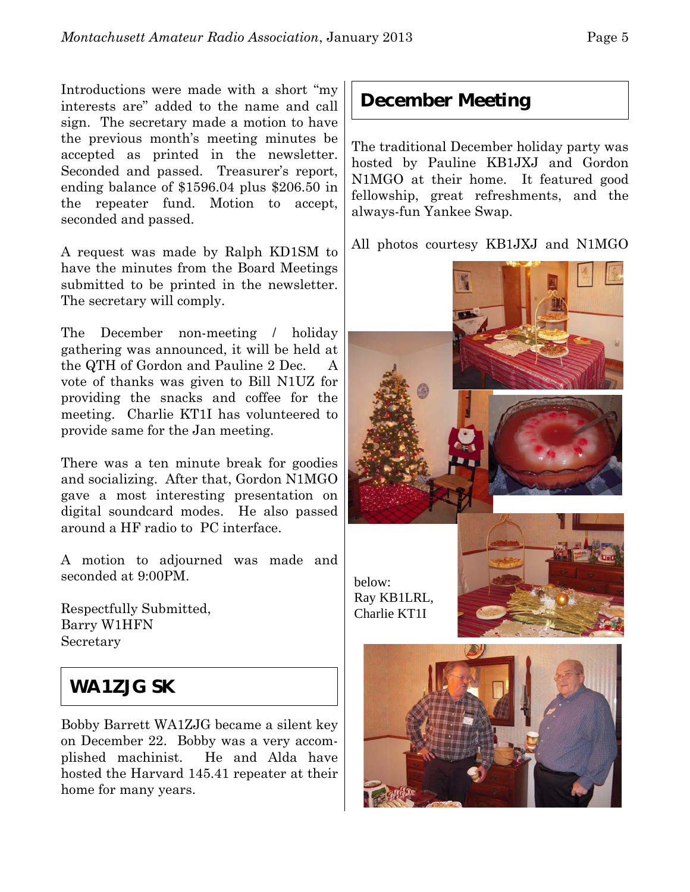Introductions were made with a short "my interests are" added to the name and call sign. The secretary made a motion to have the previous month's meeting minutes be accepted as printed in the newsletter. Seconded and passed. Treasurer's report, ending balance of $1596.04 plus $206.50 in the repeater fund. Motion to accept, seconded and passed.

A request was made by Ralph KD1SM to have the minutes from the Board Meetings submitted to be printed in the newsletter. The secretary will comply.

The December non-meeting / holiday gathering was announced, it will be held at the QTH of Gordon and Pauline 2 Dec. A vote of thanks was given to Bill N1UZ for providing the snacks and coffee for the meeting. Charlie KT1I has volunteered to provide same for the Jan meeting.

There was a ten minute break for goodies and socializing. After that, Gordon N1MGO gave a most interesting presentation on digital soundcard modes. He also passed around a HF radio to PC interface.

A motion to adjourned was made and seconded at 9:00PM.

Respectfully Submitted,
Barry W1HFN
Secretary

## WA1ZJG SK

Bobby Barrett WA1ZJG became a silent key on December 22. Bobby was a very accomplished machinist. He and Alda have hosted the Harvard 145.41 repeater at their home for many years.

## December Meeting

The traditional December holiday party was hosted by Pauline KB1JXJ and Gordon N1MGO at their home. It featured good fellowship, great refreshments, and the always-fun Yankee Swap.

All photos courtesy KB1JXJ and N1MGO

below:
Ray KB1LRL,
Charlie KT1I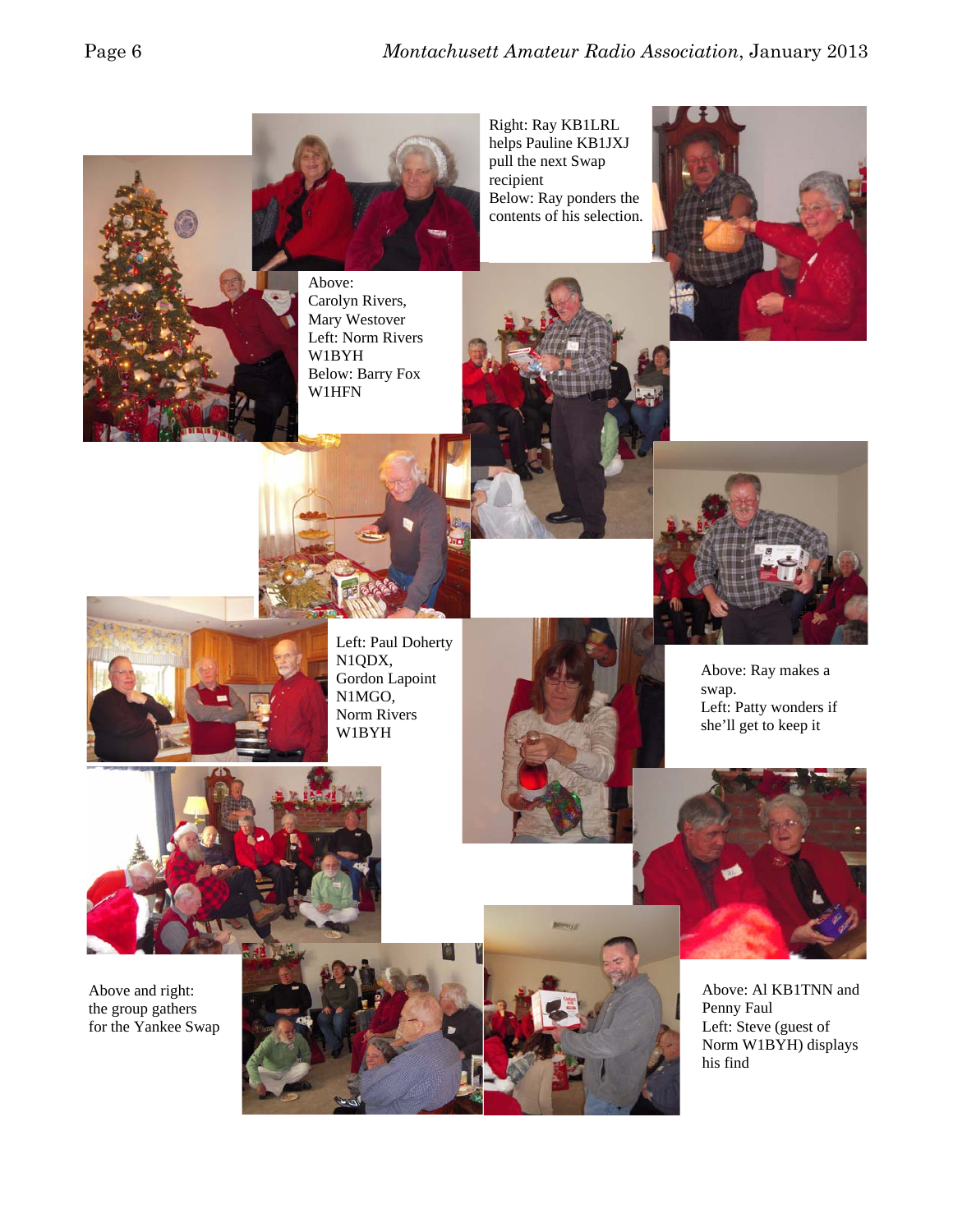Above:
Carolyn Rivers,
Mary Westover
Left: Norm Rivers
W1BYH
Below: Barry Fox
W1HFN

Right: Ray KB1LRL helps Pauline KB1JXJ pull the next Swap recipient
Below: Ray ponders the contents of his selection.

Left: Paul Doherty N1QDX,
Gordon Lapoint N1MGO,
Norm Rivers W1BYH

Above: Ray makes a swap.
Left: Patty wonders if she'll get to keep it

Above and right: the group gathers for the Yankee Swap

Above: Al KB1TNN and Penny Faul
Left: Steve (guest of Norm W1BYH) displays his find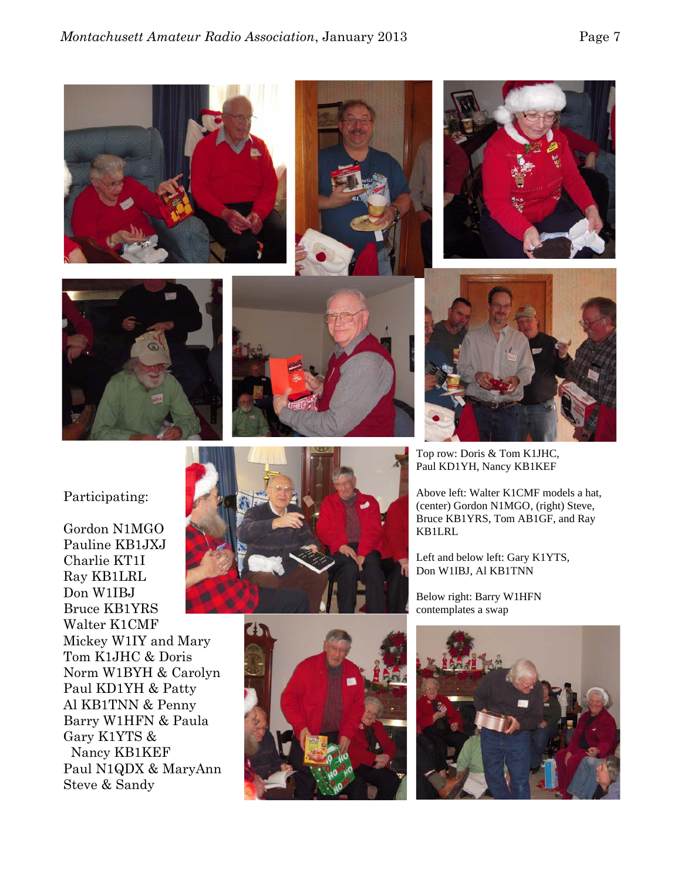Participating:

Gordon N1MGO
Pauline KB1JXJ
Charlie KT1I
Ray KB1LRL
Don W1IBJ
Bruce KB1YRS
Walter K1CMF
Mickey W1IY and Mary
Tom K1JHC & Doris
Norm W1BYH & Carolyn
Paul KD1YH & Patty
Al KB1TNN & Penny
Barry W1HFN & Paula
Gary K1YTS &
Nancy KB1KEF
Paul N1QDX & MaryAnn
Steve & Sandy

Top row: Doris & Tom K1JHC, Paul KD1YH, Nancy KB1KEF

Above left: Walter K1CMF models a hat, (center) Gordon N1MGO, (right) Steve, Bruce KB1YRS, Tom AB1GF, and Ray KB1LRL

Left and below left: Gary K1YTS, Don W1IBJ, Al KB1TNN

Below right: Barry W1HFN contemplates a swap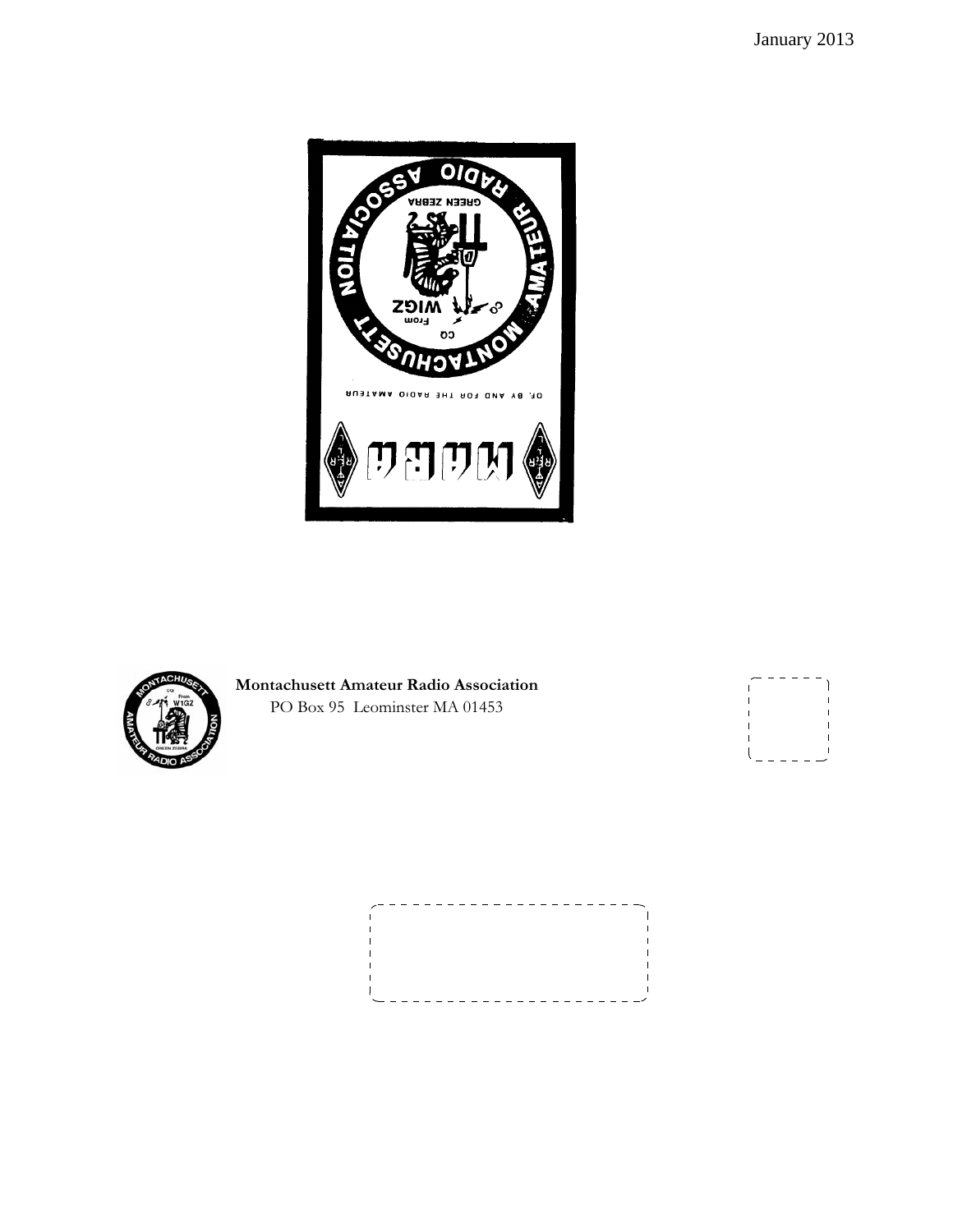**Montachusett Amateur Radio Association**

PO Box 95 Leominster MA 01453